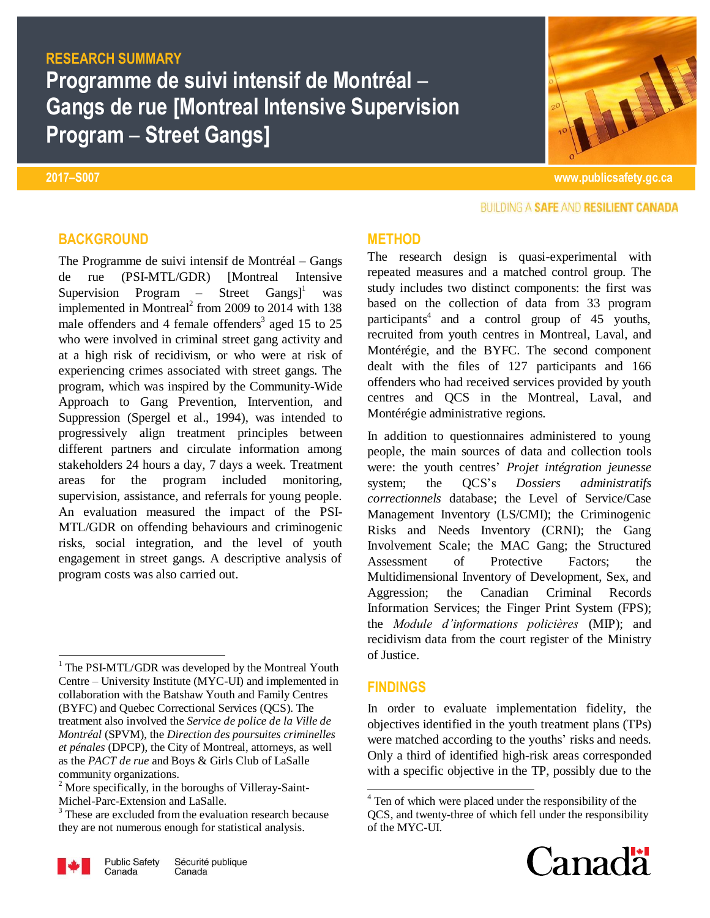RESEARCH SUMMARY

# Programme de suivi intensif de Montréal – Gangs de rue [Montreal Intensive Supervision Program – Street Gangs]

2017–S007

www.publicsafety.gc.ca

BUILDING A **SAFE** AND **RESILIENT CANADA**

## BACKGROUND

The Programme de suivi intensif de Montréal – Gangs de rue (PSI-MTL/GDR) [Montreal Intensive Supervision Program – Street Gangs][1] was implemented in Montreal[2] from 2009 to 2014 with 138 male offenders and 4 female offenders[3] aged 15 to 25 who were involved in criminal street gang activity and at a high risk of recidivism, or who were at risk of experiencing crimes associated with street gangs. The program, which was inspired by the Community-Wide Approach to Gang Prevention, Intervention, and Suppression (Spergel et al., 1994), was intended to progressively align treatment principles between different partners and circulate information among stakeholders 24 hours a day, 7 days a week. Treatment areas for the program included monitoring, supervision, assistance, and referrals for young people. An evaluation measured the impact of the PSI-MTL/GDR on offending behaviours and criminogenic risks, social integration, and the level of youth engagement in street gangs. A descriptive analysis of program costs was also carried out.

[1] The PSI-MTL/GDR was developed by the Montreal Youth Centre – University Institute (MYC-UI) and implemented in collaboration with the Batshaw Youth and Family Centres (BYFC) and Quebec Correctional Services (QCS). The treatment also involved the *Service de police de la Ville de Montréal* (SPVM), the *Direction des poursuites criminelles et pénales* (DPCP), the City of Montreal, attorneys, as well as the *PACT de rue* and Boys & Girls Club of LaSalle community organizations.

[2] More specifically, in the boroughs of Villeray-Saint-Michel-Parc-Extension and LaSalle.

[3] These are excluded from the evaluation research because they are not numerous enough for statistical analysis.

## METHOD

The research design is quasi-experimental with repeated measures and a matched control group. The study includes two distinct components: the first was based on the collection of data from 33 program participants[4] and a control group of 45 youths, recruited from youth centres in Montreal, Laval, and Montérégie, and the BYFC. The second component dealt with the files of 127 participants and 166 offenders who had received services provided by youth centres and QCS in the Montreal, Laval, and Montérégie administrative regions.

In addition to questionnaires administered to young people, the main sources of data and collection tools were: the youth centres' *Projet intégration jeunesse* system; the QCS's *Dossiers administratifs correctionnels* database; the Level of Service/Case Management Inventory (LS/CMI); the Criminogenic Risks and Needs Inventory (CRNI); the Gang Involvement Scale; the MAC Gang; the Structured Assessment of Protective Factors; the Multidimensional Inventory of Development, Sex, and Aggression; the Canadian Criminal Records Information Services; the Finger Print System (FPS); the *Module d'informations policières* (MIP); and recidivism data from the court register of the Ministry of Justice.

## FINDINGS

In order to evaluate implementation fidelity, the objectives identified in the youth treatment plans (TPs) were matched according to the youths' risks and needs. Only a third of identified high-risk areas corresponded with a specific objective in the TP, possibly due to the

[4] Ten of which were placed under the responsibility of the QCS, and twenty-three of which fell under the responsibility of the MYC-UI.

Public Safety Canada | Sécurité publique Canada

Canada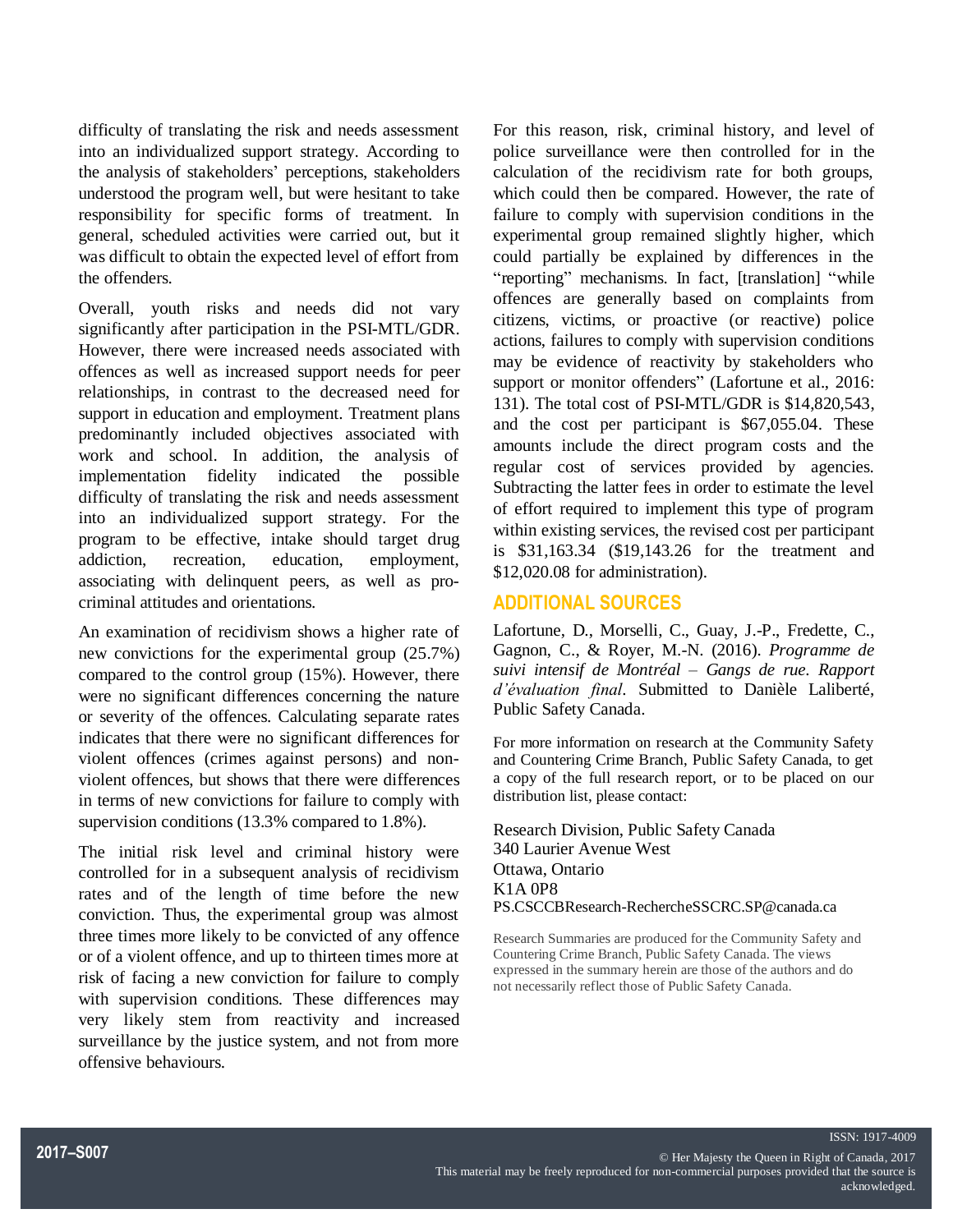difficulty of translating the risk and needs assessment into an individualized support strategy. According to the analysis of stakeholders' perceptions, stakeholders understood the program well, but were hesitant to take responsibility for specific forms of treatment. In general, scheduled activities were carried out, but it was difficult to obtain the expected level of effort from the offenders.

Overall, youth risks and needs did not vary significantly after participation in the PSI-MTL/GDR. However, there were increased needs associated with offences as well as increased support needs for peer relationships, in contrast to the decreased need for support in education and employment. Treatment plans predominantly included objectives associated with work and school. In addition, the analysis of implementation fidelity indicated the possible difficulty of translating the risk and needs assessment into an individualized support strategy. For the program to be effective, intake should target drug addiction, recreation, education, employment, associating with delinquent peers, as well as pro-criminal attitudes and orientations.

An examination of recidivism shows a higher rate of new convictions for the experimental group (25.7%) compared to the control group (15%). However, there were no significant differences concerning the nature or severity of the offences. Calculating separate rates indicates that there were no significant differences for violent offences (crimes against persons) and non-violent offences, but shows that there were differences in terms of new convictions for failure to comply with supervision conditions (13.3% compared to 1.8%).

The initial risk level and criminal history were controlled for in a subsequent analysis of recidivism rates and of the length of time before the new conviction. Thus, the experimental group was almost three times more likely to be convicted of any offence or of a violent offence, and up to thirteen times more at risk of facing a new conviction for failure to comply with supervision conditions. These differences may very likely stem from reactivity and increased surveillance by the justice system, and not from more offensive behaviours.

For this reason, risk, criminal history, and level of police surveillance were then controlled for in the calculation of the recidivism rate for both groups, which could then be compared. However, the rate of failure to comply with supervision conditions in the experimental group remained slightly higher, which could partially be explained by differences in the "reporting" mechanisms. In fact, [translation] "while offences are generally based on complaints from citizens, victims, or proactive (or reactive) police actions, failures to comply with supervision conditions may be evidence of reactivity by stakeholders who support or monitor offenders" (Lafortune et al., 2016: 131). The total cost of PSI-MTL/GDR is $14,820,543, and the cost per participant is $67,055.04. These amounts include the direct program costs and the regular cost of services provided by agencies. Subtracting the latter fees in order to estimate the level of effort required to implement this type of program within existing services, the revised cost per participant is $31,163.34 ($19,143.26 for the treatment and $12,020.08 for administration).

## ADDITIONAL SOURCES

Lafortune, D., Morselli, C., Guay, J.-P., Fredette, C., Gagnon, C., & Royer, M.-N. (2016). *Programme de suivi intensif de Montréal – Gangs de rue. Rapport d'évaluation final*. Submitted to Danièle Laliberté, Public Safety Canada.

For more information on research at the Community Safety and Countering Crime Branch, Public Safety Canada, to get a copy of the full research report, or to be placed on our distribution list, please contact:

Research Division, Public Safety Canada
340 Laurier Avenue West
Ottawa, Ontario
K1A 0P8
PS.CSCCBResearch-RechercheSSCRC.SP@canada.ca

Research Summaries are produced for the Community Safety and Countering Crime Branch, Public Safety Canada. The views expressed in the summary herein are those of the authors and do not necessarily reflect those of Public Safety Canada.

2017–S007

ISSN: 1917-4009

© Her Majesty the Queen in Right of Canada, 2017
This material may be freely reproduced for non-commercial purposes provided that the source is acknowledged.